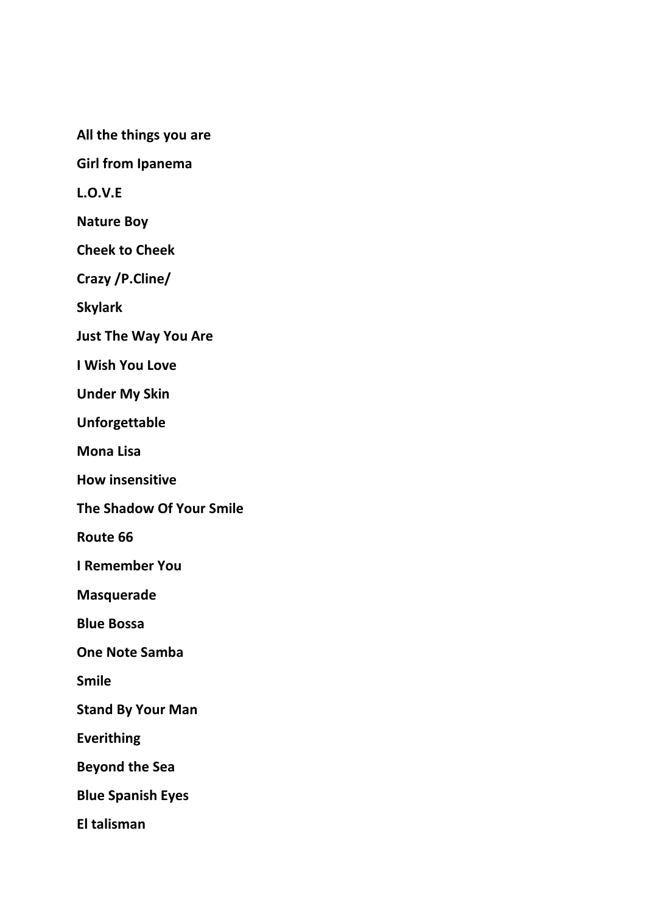**All the things you are**

**Girl from Ipanema**

**L.O.V.E**

**Nature Boy**

**Cheek to Cheek**

**Crazy /P.Cline/**

**Skylark**

**Just The Way You Are**

**I Wish You Love**

**Under My Skin**

**Unforgettable**

**Mona Lisa**

**How insensitive**

**The Shadow Of Your Smile**

**Route 66**

**I Remember You**

**Masquerade**

**Blue Bossa**

**One Note Samba**

**Smile**

**Stand By Your Man**

**Everithing**

**Beyond the Sea**

**Blue Spanish Eyes**

**El talisman**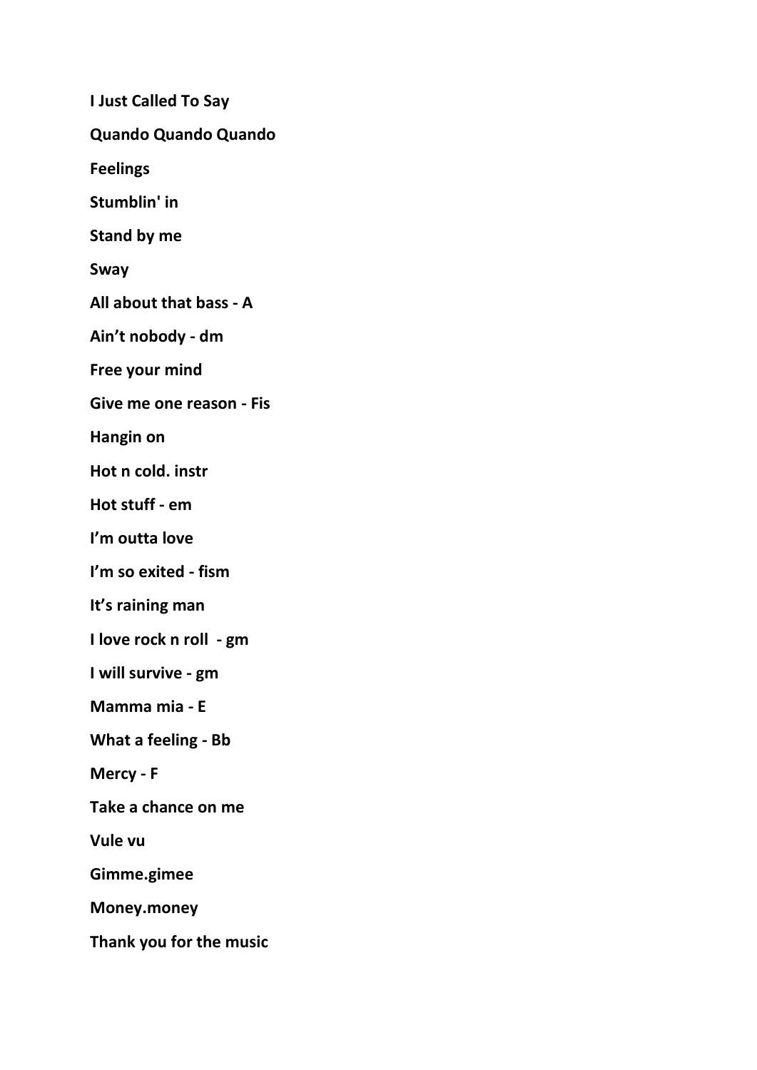**I Just Called To Say**

**Quando Quando Quando**

**Feelings**

**Stumblin' in**

**Stand by me**

**Sway**

**All about that bass - A**

**Ain't nobody - dm**

**Free your mind**

**Give me one reason - Fis**

**Hangin on**

**Hot n cold. instr**

**Hot stuff - em**

**I'm outta love**

**I'm so exited - fism**

**It's raining man**

**I love rock n roll - gm**

**I will survive - gm**

**Mamma mia - E**

**What a feeling - Bb**

**Mercy - F**

**Take a chance on me**

**Vule vu**

**Gimme.gimee**

**Money.money**

**Thank you for the music**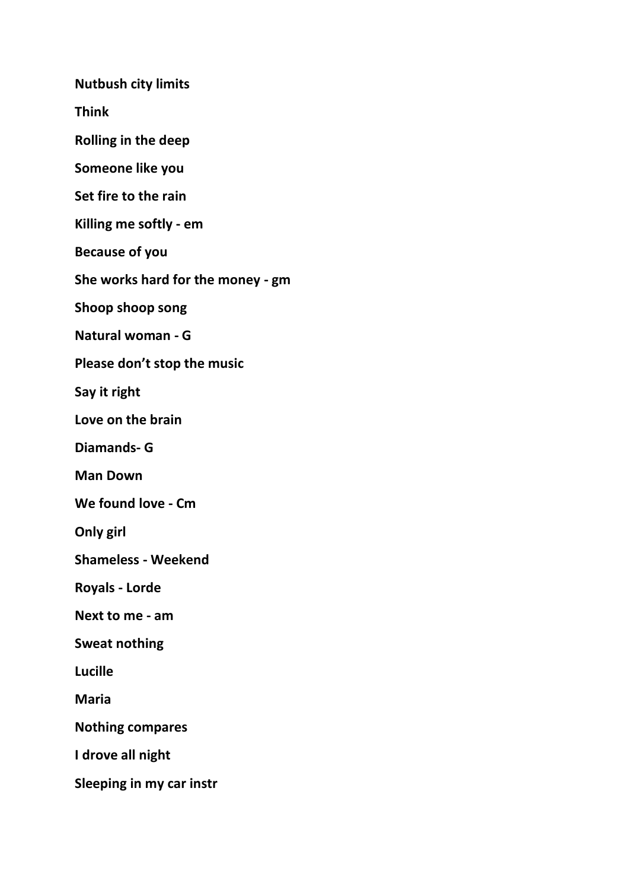**Nutbush city limits**

**Think**

**Rolling in the deep**

**Someone like you**

**Set fire to the rain**

**Killing me softly - em**

**Because of you**

**She works hard for the money - gm**

**Shoop shoop song**

**Natural woman - G**

**Please don't stop the music**

**Say it right**

**Love on the brain**

**Diamands- G**

**Man Down**

**We found love - Cm**

**Only girl**

**Shameless - Weekend**

**Royals - Lorde**

**Next to me - am**

**Sweat nothing**

**Lucille**

**Maria**

**Nothing compares**

**I drove all night**

**Sleeping in my car instr**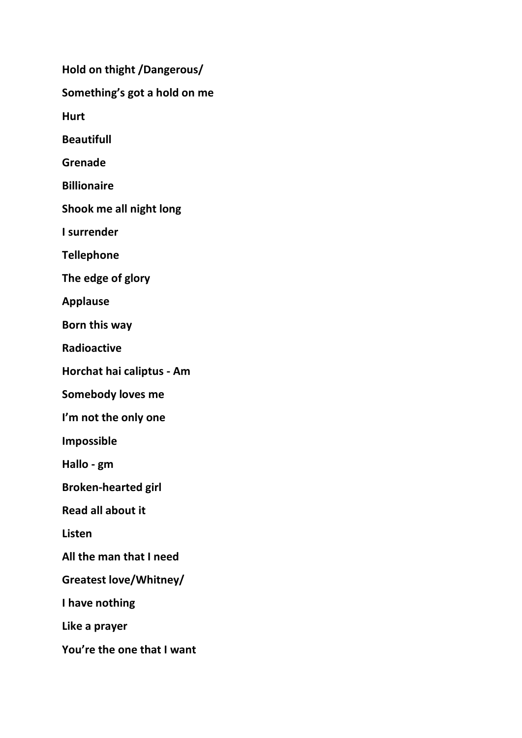**Hold on thight /Dangerous/**

**Something's got a hold on me**

**Hurt**

**Beautifull**

**Grenade**

**Billionaire**

**Shook me all night long**

**I surrender**

**Tellephone**

**The edge of glory**

**Applause**

**Born this way**

**Radioactive**

**Horchat hai caliptus - Am**

**Somebody loves me**

**I'm not the only one**

**Impossible**

**Hallo - gm**

**Broken-hearted girl**

**Read all about it**

**Listen**

**All the man that I need**

**Greatest love/Whitney/**

**I have nothing**

**Like a prayer**

**You're the one that I want**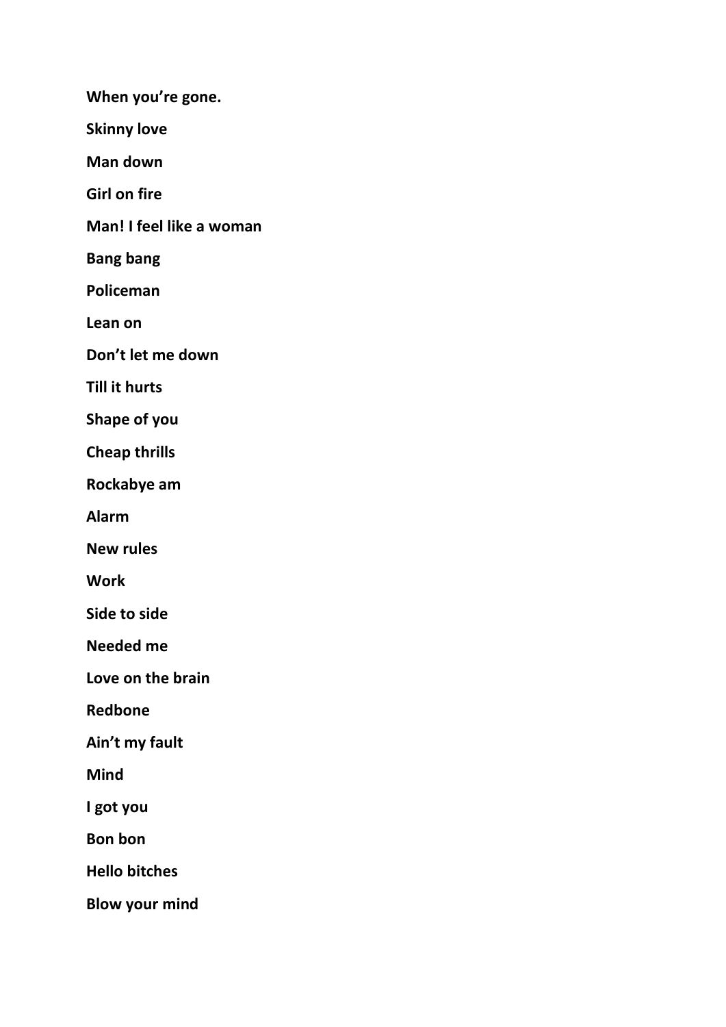**When you’re gone.**

**Skinny love**

**Man down**

**Girl on fire**

**Man! I feel like a woman**

**Bang bang**

**Policeman**

**Lean on**

**Don’t let me down**

**Till it hurts**

**Shape of you**

**Cheap thrills**

**Rockabye am**

**Alarm**

**New rules**

**Work**

**Side to side**

**Needed me**

**Love on the brain**

**Redbone**

**Ain’t my fault**

**Mind**

**I got you**

**Bon bon**

**Hello bitches**

**Blow your mind**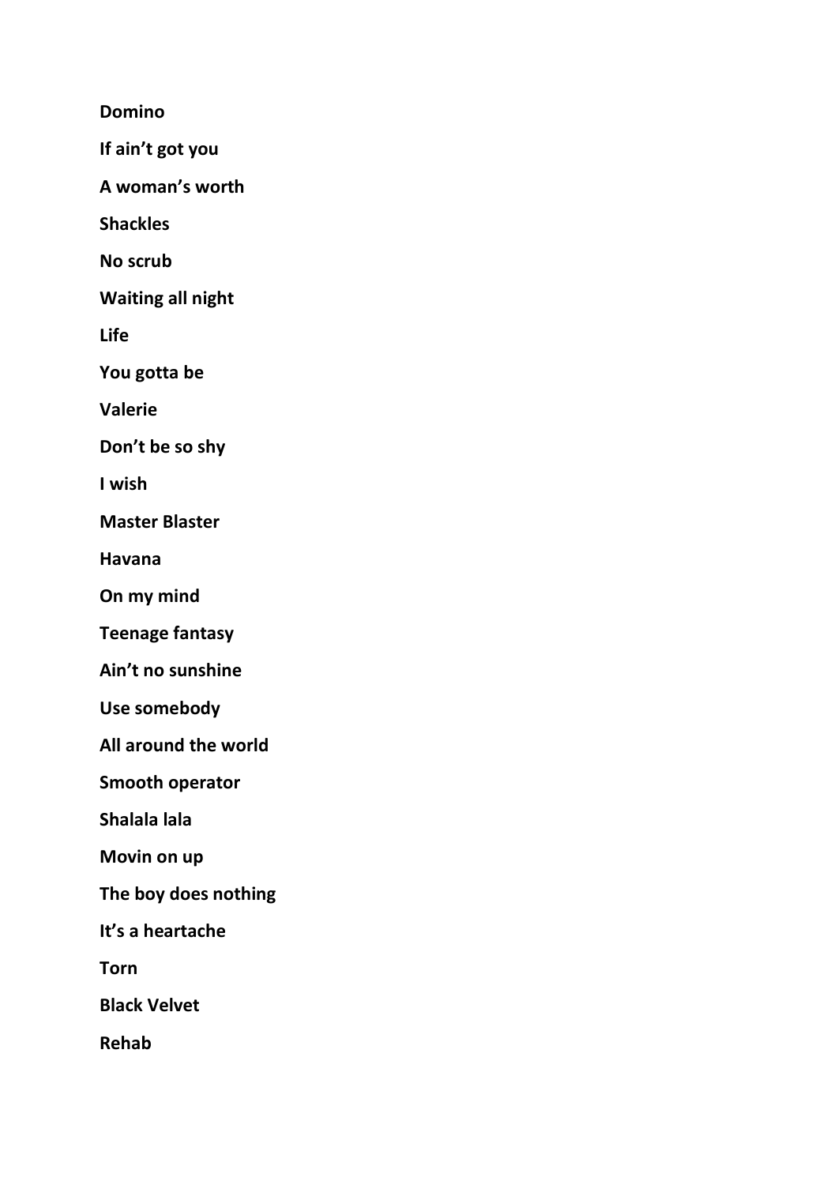**Domino**

**If ain't got you**

**A woman's worth**

**Shackles**

**No scrub**

**Waiting all night**

**Life**

**You gotta be**

**Valerie**

**Don't be so shy**

**I wish**

**Master Blaster**

**Havana**

**On my mind**

**Teenage fantasy**

**Ain't no sunshine**

**Use somebody**

**All around the world**

**Smooth operator**

**Shalala lala**

**Movin on up**

**The boy does nothing**

**It's a heartache**

**Torn**

**Black Velvet**

**Rehab**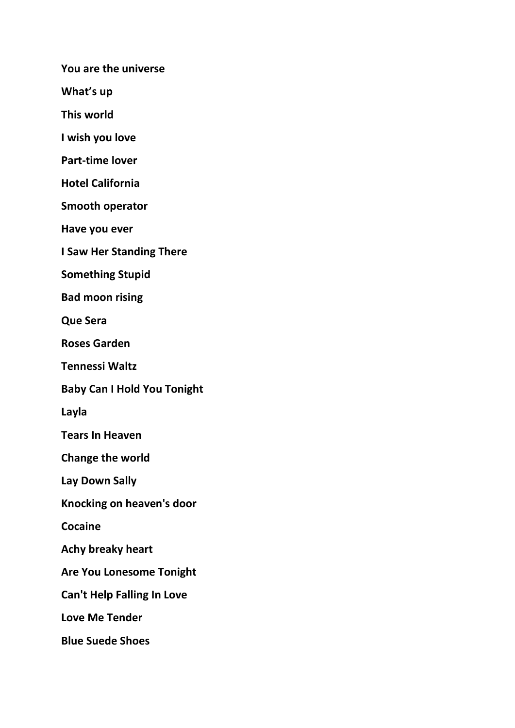**You are the universe**

**What's up**

**This world**

**I wish you love**

**Part-time lover**

**Hotel California**

**Smooth operator**

**Have you ever**

**I Saw Her Standing There**

**Something Stupid**

**Bad moon rising**

**Que Sera**

**Roses Garden**

**Tennessi Waltz**

**Baby Can I Hold You Tonight**

**Layla**

**Tears In Heaven**

**Change the world**

**Lay Down Sally**

**Knocking on heaven's door**

**Cocaine**

**Achy breaky heart**

**Are You Lonesome Tonight**

**Can't Help Falling In Love**

**Love Me Tender**

**Blue Suede Shoes**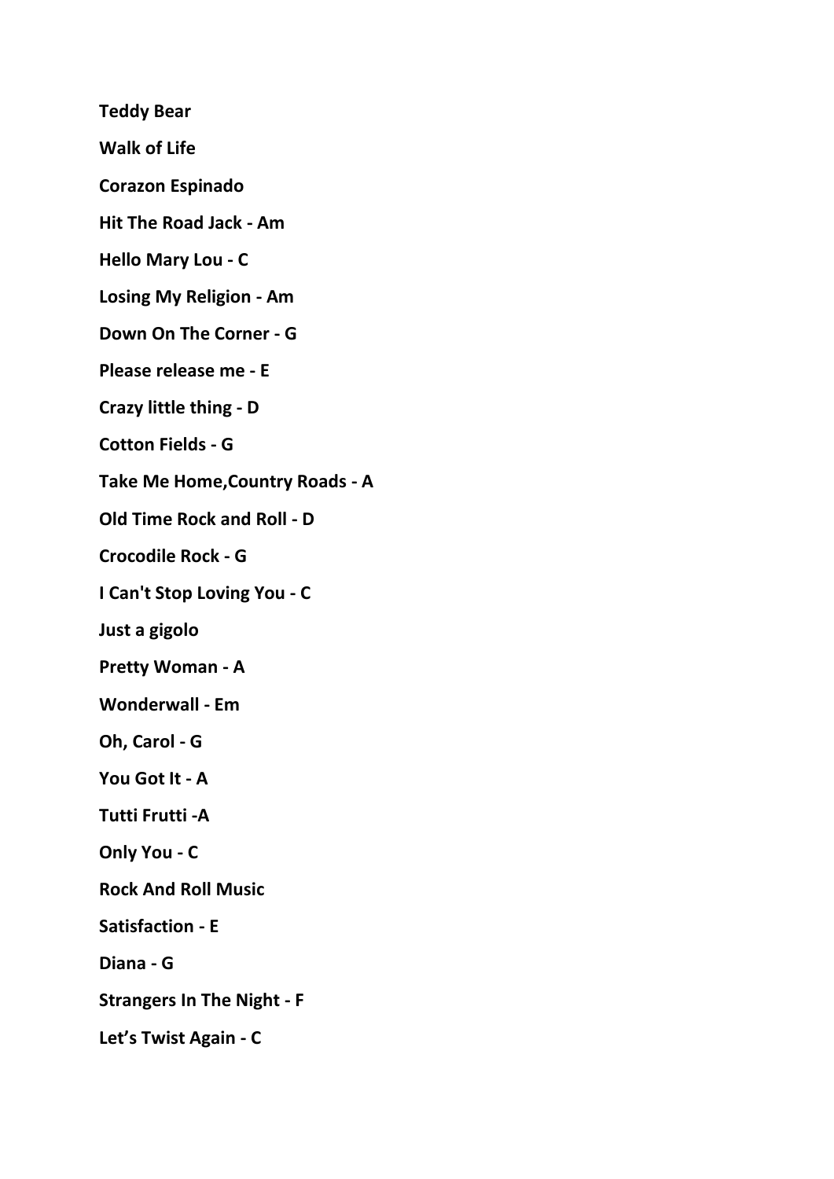**Teddy Bear**

**Walk of Life**

**Corazon Espinado**

**Hit The Road Jack - Am**

**Hello Mary Lou - C**

**Losing My Religion - Am**

**Down On The Corner - G**

**Please release me - E**

**Crazy little thing - D**

**Cotton Fields - G**

**Take Me Home,Country Roads - A**

**Old Time Rock and Roll - D**

**Crocodile Rock - G**

**I Can't Stop Loving You - C**

**Just a gigolo**

**Pretty Woman - A**

**Wonderwall - Em**

**Oh, Carol - G**

**You Got It - A**

**Tutti Frutti -A**

**Only You - C**

**Rock And Roll Music**

**Satisfaction - E**

**Diana - G**

**Strangers In The Night - F**

**Let's Twist Again - C**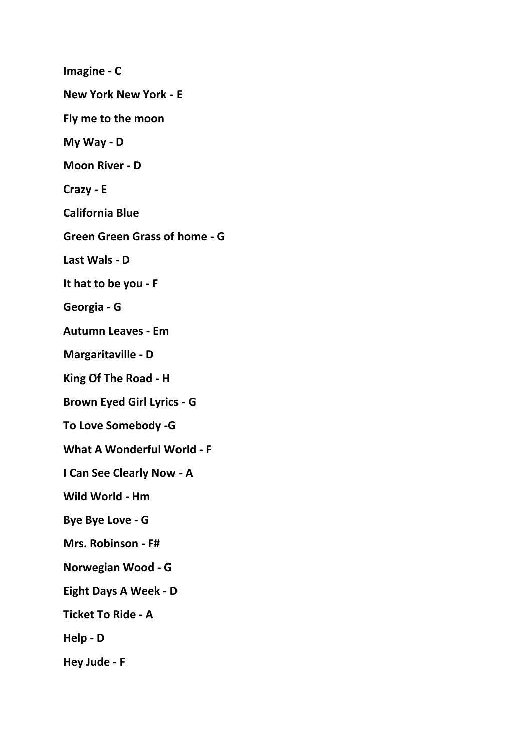**Imagine - C**

**New York New York - E**

**Fly me to the moon**

**My Way - D**

**Moon River - D**

**Crazy - E**

**California Blue**

**Green Green Grass of home - G**

**Last Wals - D**

**It hat to be you - F**

**Georgia - G**

**Autumn Leaves - Em**

**Margaritaville - D**

**King Of The Road - H**

**Brown Eyed Girl Lyrics - G**

**To Love Somebody -G**

**What A Wonderful World - F**

**I Can See Clearly Now - A**

**Wild World - Hm**

**Bye Bye Love - G**

**Mrs. Robinson - F#**

**Norwegian Wood - G**

**Eight Days A Week - D**

**Ticket To Ride - A**

**Help - D**

**Hey Jude - F**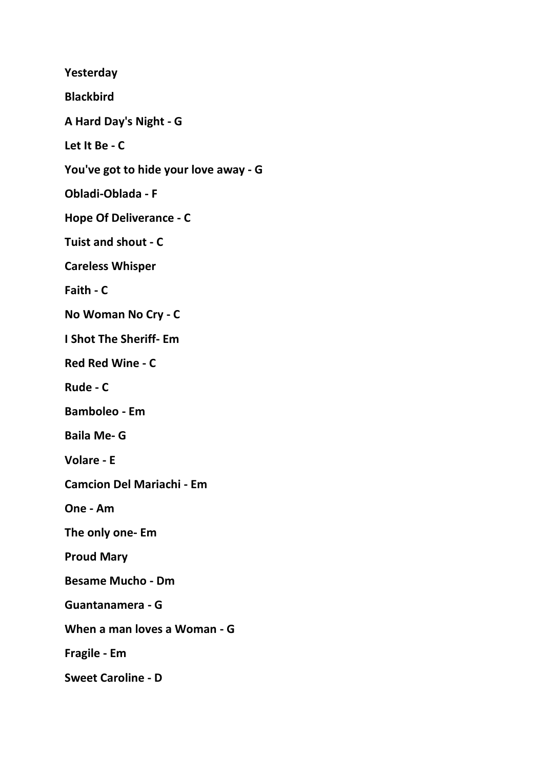**Yesterday**

**Blackbird**

**A Hard Day's Night - G**

**Let It Be - C**

**You've got to hide your love away - G**

**Obladi-Oblada - F**

**Hope Of Deliverance - C**

**Tuist and shout - C**

**Careless Whisper**

**Faith - C**

**No Woman No Cry - C**

**I Shot The Sheriff- Em**

**Red Red Wine - C**

**Rude - C**

**Bamboleo - Em**

**Baila Me- G**

**Volare - E**

**Camcion Del Mariachi - Em**

**One - Am**

**The only one- Em**

**Proud Mary**

**Besame Mucho - Dm**

**Guantanamera - G**

**When a man loves a Woman - G**

**Fragile - Em**

**Sweet Caroline - D**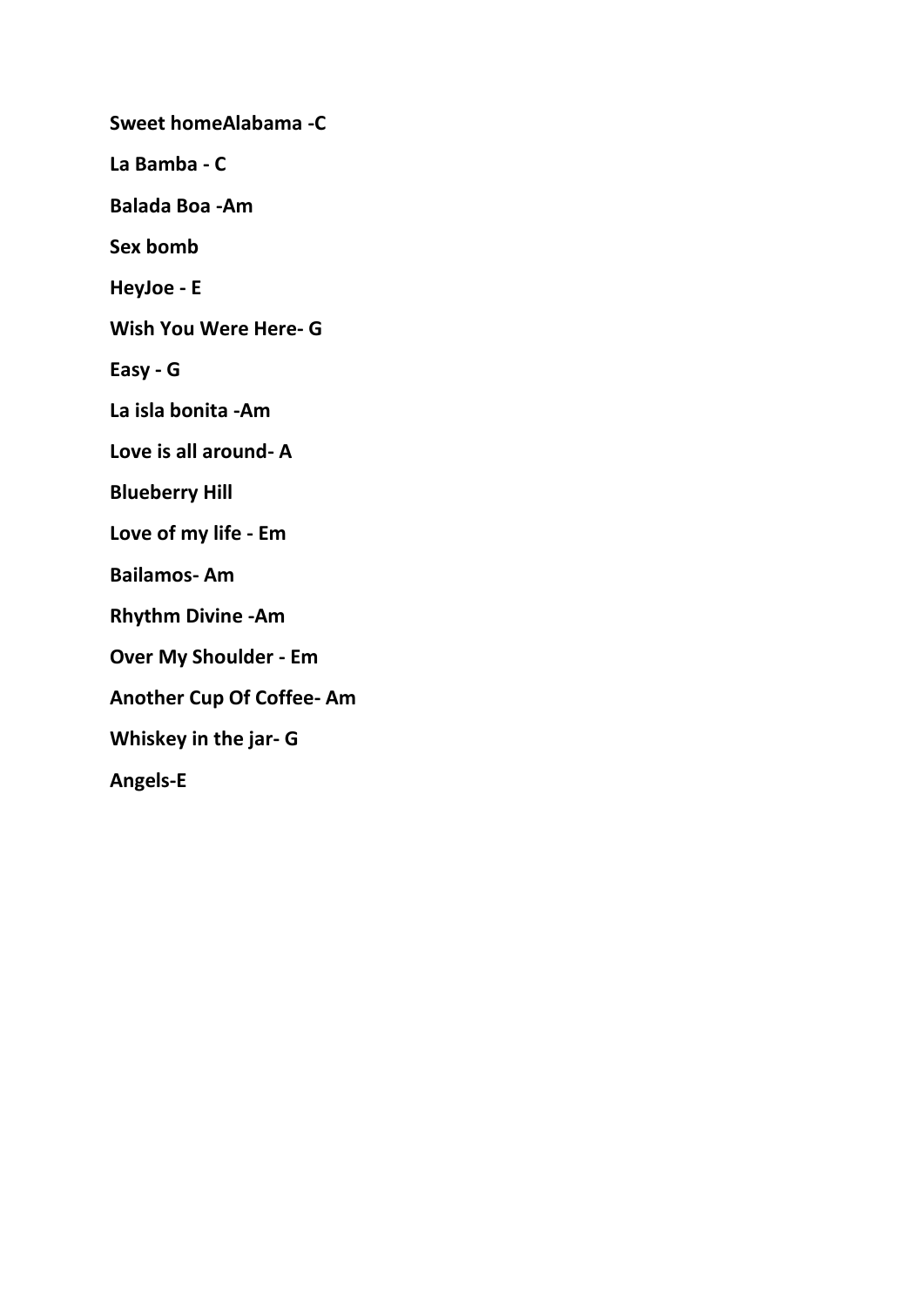**Sweet homeAlabama -C**

**La Bamba - C**

**Balada Boa -Am**

**Sex bomb**

**HeyJoe - E**

**Wish You Were Here- G**

**Easy - G**

**La isla bonita -Am**

**Love is all around- A**

**Blueberry Hill**

**Love of my life - Em**

**Bailamos- Am**

**Rhythm Divine -Am**

**Over My Shoulder - Em**

**Another Cup Of Coffee- Am**

**Whiskey in the jar- G**

**Angels-E**